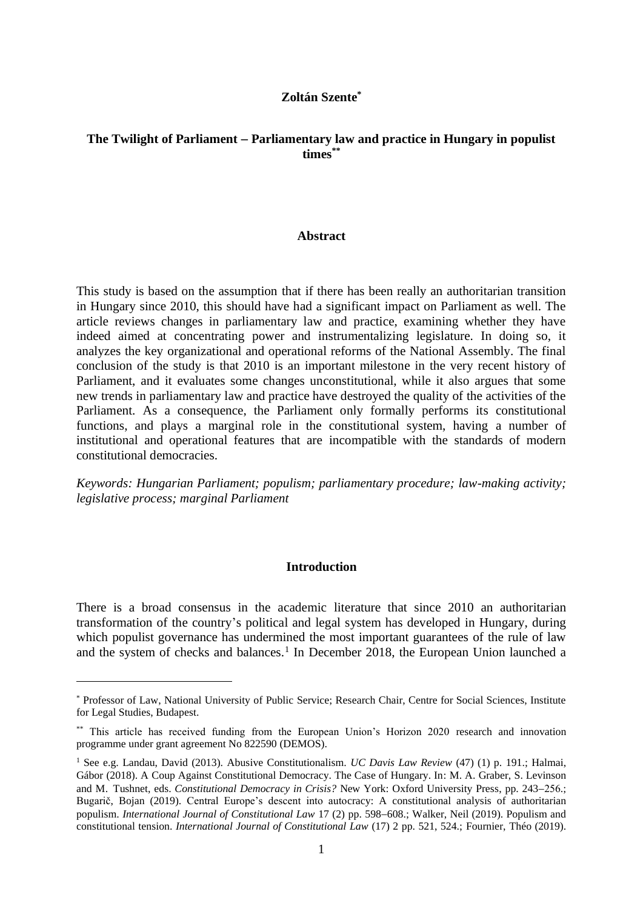**Zoltán Szente[*]**

# The Twilight of Parliament – Parliamentary law and practice in Hungary in populist times[**]

## Abstract

This study is based on the assumption that if there has been really an authoritarian transition in Hungary since 2010, this should have had a significant impact on Parliament as well. The article reviews changes in parliamentary law and practice, examining whether they have indeed aimed at concentrating power and instrumentalizing legislature. In doing so, it analyzes the key organizational and operational reforms of the National Assembly. The final conclusion of the study is that 2010 is an important milestone in the very recent history of Parliament, and it evaluates some changes unconstitutional, while it also argues that some new trends in parliamentary law and practice have destroyed the quality of the activities of the Parliament. As a consequence, the Parliament only formally performs its constitutional functions, and plays a marginal role in the constitutional system, having a number of institutional and operational features that are incompatible with the standards of modern constitutional democracies.

*Keywords: Hungarian Parliament; populism; parliamentary procedure; law-making activity; legislative process; marginal Parliament*

## Introduction

There is a broad consensus in the academic literature that since 2010 an authoritarian transformation of the country's political and legal system has developed in Hungary, during which populist governance has undermined the most important guarantees of the rule of law and the system of checks and balances.[1] In December 2018, the European Union launched a

---

[*] Professor of Law, National University of Public Service; Research Chair, Centre for Social Sciences, Institute for Legal Studies, Budapest.

[**] This article has received funding from the European Union's Horizon 2020 research and innovation programme under grant agreement No 822590 (DEMOS).

[1] See e.g. Landau, David (2013). Abusive Constitutionalism. *UC Davis Law Review* (47) (1) p. 191.; Halmai, Gábor (2018). A Coup Against Constitutional Democracy. The Case of Hungary. In: M. A. Graber, S. Levinson and M. Tushnet, eds. *Constitutional Democracy in Crisis?* New York: Oxford University Press, pp. 243–256.; Bugarič, Bojan (2019). Central Europe's descent into autocracy: A constitutional analysis of authoritarian populism. *International Journal of Constitutional Law* 17 (2) pp. 598–608.; Walker, Neil (2019). Populism and constitutional tension. *International Journal of Constitutional Law* (17) 2 pp. 521, 524.; Fournier, Théo (2019).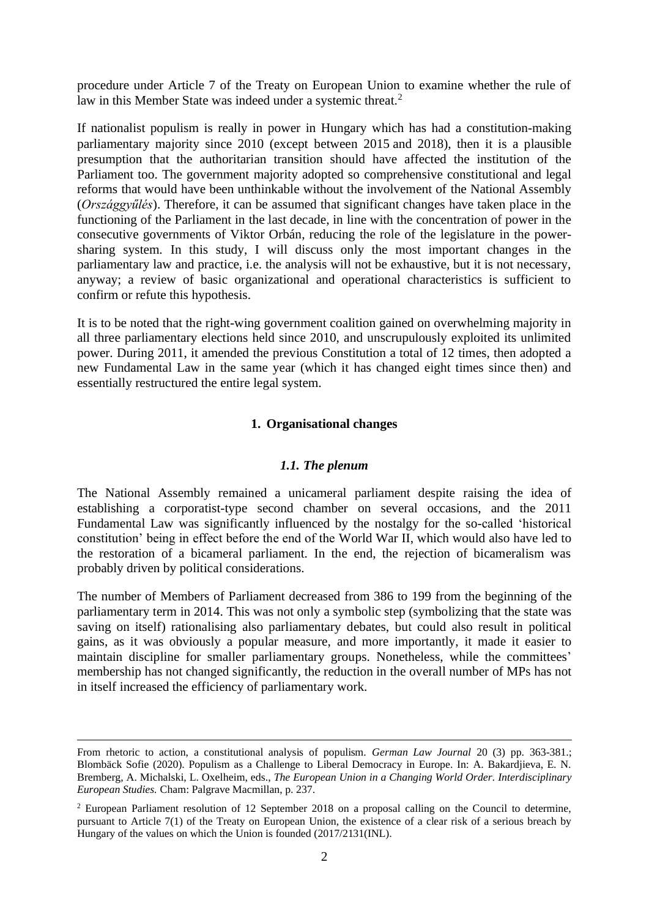procedure under Article 7 of the Treaty on European Union to examine whether the rule of law in this Member State was indeed under a systemic threat.[2]

If nationalist populism is really in power in Hungary which has had a constitution-making parliamentary majority since 2010 (except between 2015 and 2018), then it is a plausible presumption that the authoritarian transition should have affected the institution of the Parliament too. The government majority adopted so comprehensive constitutional and legal reforms that would have been unthinkable without the involvement of the National Assembly (*Országgyűlés*). Therefore, it can be assumed that significant changes have taken place in the functioning of the Parliament in the last decade, in line with the concentration of power in the consecutive governments of Viktor Orbán, reducing the role of the legislature in the power-sharing system. In this study, I will discuss only the most important changes in the parliamentary law and practice, i.e. the analysis will not be exhaustive, but it is not necessary, anyway; a review of basic organizational and operational characteristics is sufficient to confirm or refute this hypothesis.

It is to be noted that the right-wing government coalition gained on overwhelming majority in all three parliamentary elections held since 2010, and unscrupulously exploited its unlimited power. During 2011, it amended the previous Constitution a total of 12 times, then adopted a new Fundamental Law in the same year (which it has changed eight times since then) and essentially restructured the entire legal system.

## 1. Organisational changes

### *1.1. The plenum*

The National Assembly remained a unicameral parliament despite raising the idea of establishing a corporatist-type second chamber on several occasions, and the 2011 Fundamental Law was significantly influenced by the nostalgy for the so-called 'historical constitution' being in effect before the end of the World War II, which would also have led to the restoration of a bicameral parliament. In the end, the rejection of bicameralism was probably driven by political considerations.

The number of Members of Parliament decreased from 386 to 199 from the beginning of the parliamentary term in 2014. This was not only a symbolic step (symbolizing that the state was saving on itself) rationalising also parliamentary debates, but could also result in political gains, as it was obviously a popular measure, and more importantly, it made it easier to maintain discipline for smaller parliamentary groups. Nonetheless, while the committees' membership has not changed significantly, the reduction in the overall number of MPs has not in itself increased the efficiency of parliamentary work.

---

From rhetoric to action, a constitutional analysis of populism. *German Law Journal* 20 (3) pp. 363-381.; Blombäck Sofie (2020). Populism as a Challenge to Liberal Democracy in Europe. In: A. Bakardjieva, E. N. Bremberg, A. Michalski, L. Oxelheim, eds., *The European Union in a Changing World Order. Interdisciplinary European Studies.* Cham: Palgrave Macmillan, p. 237.

[2] European Parliament resolution of 12 September 2018 on a proposal calling on the Council to determine, pursuant to Article 7(1) of the Treaty on European Union, the existence of a clear risk of a serious breach by Hungary of the values on which the Union is founded (2017/2131(INL).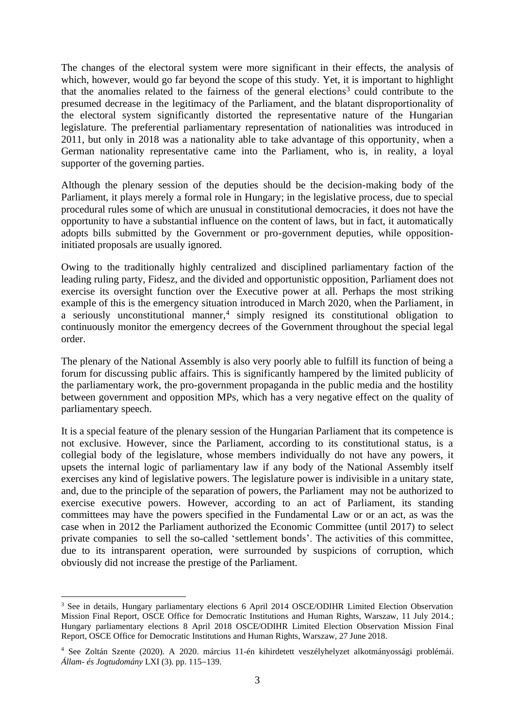The changes of the electoral system were more significant in their effects, the analysis of which, however, would go far beyond the scope of this study. Yet, it is important to highlight that the anomalies related to the fairness of the general elections[3] could contribute to the presumed decrease in the legitimacy of the Parliament, and the blatant disproportionality of the electoral system significantly distorted the representative nature of the Hungarian legislature. The preferential parliamentary representation of nationalities was introduced in 2011, but only in 2018 was a nationality able to take advantage of this opportunity, when a German nationality representative came into the Parliament, who is, in reality, a loyal supporter of the governing parties.

Although the plenary session of the deputies should be the decision-making body of the Parliament, it plays merely a formal role in Hungary; in the legislative process, due to special procedural rules some of which are unusual in constitutional democracies, it does not have the opportunity to have a substantial influence on the content of laws, but in fact, it automatically adopts bills submitted by the Government or pro-government deputies, while opposition-initiated proposals are usually ignored.

Owing to the traditionally highly centralized and disciplined parliamentary faction of the leading ruling party, Fidesz, and the divided and opportunistic opposition, Parliament does not exercise its oversight function over the Executive power at all. Perhaps the most striking example of this is the emergency situation introduced in March 2020, when the Parliament, in a seriously unconstitutional manner,[4] simply resigned its constitutional obligation to continuously monitor the emergency decrees of the Government throughout the special legal order.

The plenary of the National Assembly is also very poorly able to fulfill its function of being a forum for discussing public affairs. This is significantly hampered by the limited publicity of the parliamentary work, the pro-government propaganda in the public media and the hostility between government and opposition MPs, which has a very negative effect on the quality of parliamentary speech.

It is a special feature of the plenary session of the Hungarian Parliament that its competence is not exclusive. However, since the Parliament, according to its constitutional status, is a collegial body of the legislature, whose members individually do not have any powers, it upsets the internal logic of parliamentary law if any body of the National Assembly itself exercises any kind of legislative powers. The legislature power is indivisible in a unitary state, and, due to the principle of the separation of powers, the Parliament may not be authorized to exercise executive powers. However, according to an act of Parliament, its standing committees may have the powers specified in the Fundamental Law or or an act, as was the case when in 2012 the Parliament authorized the Economic Committee (until 2017) to select private companies to sell the so-called 'settlement bonds'. The activities of this committee, due to its intransparent operation, were surrounded by suspicions of corruption, which obviously did not increase the prestige of the Parliament.

---

[3] See in details, Hungary parliamentary elections 6 April 2014 OSCE/ODIHR Limited Election Observation Mission Final Report, OSCE Office for Democratic Institutions and Human Rights, Warszaw, 11 July 2014.; Hungary parliamentary elections 8 April 2018 OSCE/ODIHR Limited Election Observation Mission Final Report, OSCE Office for Democratic Institutions and Human Rights, Warszaw, 27 June 2018.

[4] See Zoltán Szente (2020). A 2020. március 11-én kihirdetett veszélyhelyzet alkotmányossági problémái. *Állam- és Jogtudomány* LXI (3). pp. 115–139.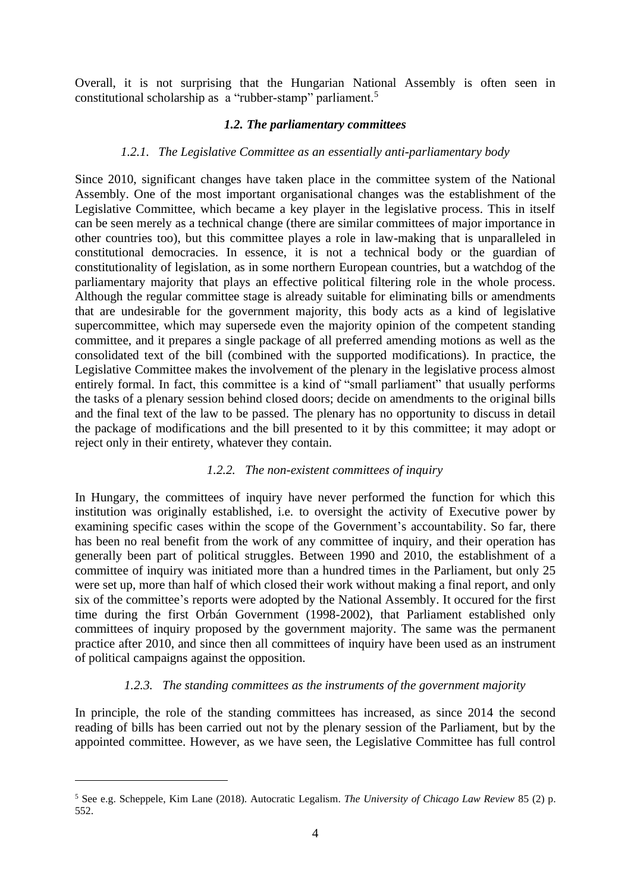Overall, it is not surprising that the Hungarian National Assembly is often seen in constitutional scholarship as a "rubber-stamp" parliament.[5]

### *1.2. The parliamentary committees*

#### *1.2.1. The Legislative Committee as an essentially anti-parliamentary body*

Since 2010, significant changes have taken place in the committee system of the National Assembly. One of the most important organisational changes was the establishment of the Legislative Committee, which became a key player in the legislative process. This in itself can be seen merely as a technical change (there are similar committees of major importance in other countries too), but this committee playes a role in law-making that is unparalleled in constitutional democracies. In essence, it is not a technical body or the guardian of constitutionality of legislation, as in some northern European countries, but a watchdog of the parliamentary majority that plays an effective political filtering role in the whole process. Although the regular committee stage is already suitable for eliminating bills or amendments that are undesirable for the government majority, this body acts as a kind of legislative supercommittee, which may supersede even the majority opinion of the competent standing committee, and it prepares a single package of all preferred amending motions as well as the consolidated text of the bill (combined with the supported modifications). In practice, the Legislative Committee makes the involvement of the plenary in the legislative process almost entirely formal. In fact, this committee is a kind of "small parliament" that usually performs the tasks of a plenary session behind closed doors; decide on amendments to the original bills and the final text of the law to be passed. The plenary has no opportunity to discuss in detail the package of modifications and the bill presented to it by this committee; it may adopt or reject only in their entirety, whatever they contain.

#### *1.2.2. The non-existent committees of inquiry*

In Hungary, the committees of inquiry have never performed the function for which this institution was originally established, i.e. to oversight the activity of Executive power by examining specific cases within the scope of the Government's accountability. So far, there has been no real benefit from the work of any committee of inquiry, and their operation has generally been part of political struggles. Between 1990 and 2010, the establishment of a committee of inquiry was initiated more than a hundred times in the Parliament, but only 25 were set up, more than half of which closed their work without making a final report, and only six of the committee's reports were adopted by the National Assembly. It occured for the first time during the first Orbán Government (1998-2002), that Parliament established only committees of inquiry proposed by the government majority. The same was the permanent practice after 2010, and since then all committees of inquiry have been used as an instrument of political campaigns against the opposition.

#### *1.2.3. The standing committees as the instruments of the government majority*

In principle, the role of the standing committees has increased, as since 2014 the second reading of bills has been carried out not by the plenary session of the Parliament, but by the appointed committee. However, as we have seen, the Legislative Committee has full control

---

[5] See e.g. Scheppele, Kim Lane (2018). Autocratic Legalism. *The University of Chicago Law Review* 85 (2) p. 552.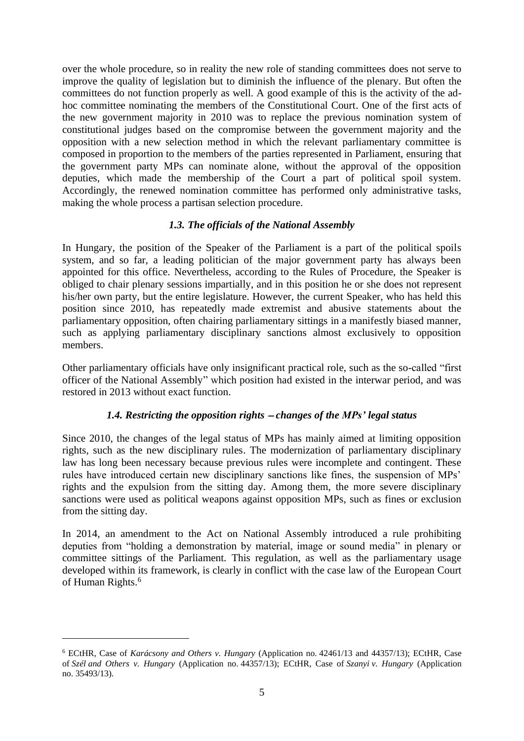over the whole procedure, so in reality the new role of standing committees does not serve to improve the quality of legislation but to diminish the influence of the plenary. But often the committees do not function properly as well. A good example of this is the activity of the ad-hoc committee nominating the members of the Constitutional Court. One of the first acts of the new government majority in 2010 was to replace the previous nomination system of constitutional judges based on the compromise between the government majority and the opposition with a new selection method in which the relevant parliamentary committee is composed in proportion to the members of the parties represented in Parliament, ensuring that the government party MPs can nominate alone, without the approval of the opposition deputies, which made the membership of the Court a part of political spoil system. Accordingly, the renewed nomination committee has performed only administrative tasks, making the whole process a partisan selection procedure.

### *1.3. The officials of the National Assembly*

In Hungary, the position of the Speaker of the Parliament is a part of the political spoils system, and so far, a leading politician of the major government party has always been appointed for this office. Nevertheless, according to the Rules of Procedure, the Speaker is obliged to chair plenary sessions impartially, and in this position he or she does not represent his/her own party, but the entire legislature. However, the current Speaker, who has held this position since 2010, has repeatedly made extremist and abusive statements about the parliamentary opposition, often chairing parliamentary sittings in a manifestly biased manner, such as applying parliamentary disciplinary sanctions almost exclusively to opposition members.

Other parliamentary officials have only insignificant practical role, such as the so-called "first officer of the National Assembly" which position had existed in the interwar period, and was restored in 2013 without exact function.

### *1.4. Restricting the opposition rights – changes of the MPs' legal status*

Since 2010, the changes of the legal status of MPs has mainly aimed at limiting opposition rights, such as the new disciplinary rules. The modernization of parliamentary disciplinary law has long been necessary because previous rules were incomplete and contingent. These rules have introduced certain new disciplinary sanctions like fines, the suspension of MPs' rights and the expulsion from the sitting day. Among them, the more severe disciplinary sanctions were used as political weapons against opposition MPs, such as fines or exclusion from the sitting day.

In 2014, an amendment to the Act on National Assembly introduced a rule prohibiting deputies from "holding a demonstration by material, image or sound media" in plenary or committee sittings of the Parliament. This regulation, as well as the parliamentary usage developed within its framework, is clearly in conflict with the case law of the European Court of Human Rights.[6]

---

[6] ECtHR, Case of *Karácsony and Others v. Hungary* (Application no. 42461/13 and 44357/13); ECtHR, Case of *Szél and Others v. Hungary* (Application no. 44357/13); ECtHR, Case of *Szanyi v. Hungary* (Application no. 35493/13).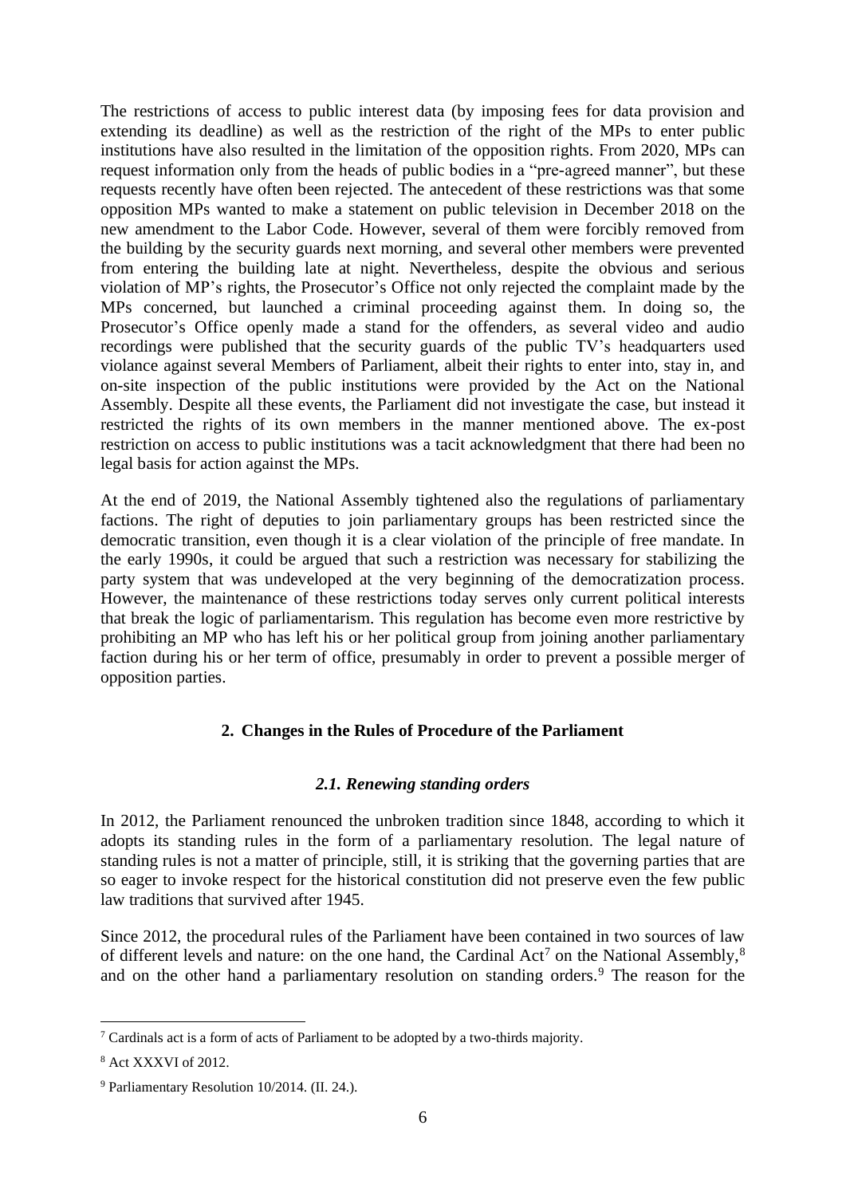The restrictions of access to public interest data (by imposing fees for data provision and extending its deadline) as well as the restriction of the right of the MPs to enter public institutions have also resulted in the limitation of the opposition rights. From 2020, MPs can request information only from the heads of public bodies in a "pre-agreed manner", but these requests recently have often been rejected. The antecedent of these restrictions was that some opposition MPs wanted to make a statement on public television in December 2018 on the new amendment to the Labor Code. However, several of them were forcibly removed from the building by the security guards next morning, and several other members were prevented from entering the building late at night. Nevertheless, despite the obvious and serious violation of MP's rights, the Prosecutor's Office not only rejected the complaint made by the MPs concerned, but launched a criminal proceeding against them. In doing so, the Prosecutor's Office openly made a stand for the offenders, as several video and audio recordings were published that the security guards of the public TV's headquarters used violance against several Members of Parliament, albeit their rights to enter into, stay in, and on-site inspection of the public institutions were provided by the Act on the National Assembly. Despite all these events, the Parliament did not investigate the case, but instead it restricted the rights of its own members in the manner mentioned above. The ex-post restriction on access to public institutions was a tacit acknowledgment that there had been no legal basis for action against the MPs.

At the end of 2019, the National Assembly tightened also the regulations of parliamentary factions. The right of deputies to join parliamentary groups has been restricted since the democratic transition, even though it is a clear violation of the principle of free mandate. In the early 1990s, it could be argued that such a restriction was necessary for stabilizing the party system that was undeveloped at the very beginning of the democratization process. However, the maintenance of these restrictions today serves only current political interests that break the logic of parliamentarism. This regulation has become even more restrictive by prohibiting an MP who has left his or her political group from joining another parliamentary faction during his or her term of office, presumably in order to prevent a possible merger of opposition parties.

## 2. Changes in the Rules of Procedure of the Parliament

### *2.1. Renewing standing orders*

In 2012, the Parliament renounced the unbroken tradition since 1848, according to which it adopts its standing rules in the form of a parliamentary resolution. The legal nature of standing rules is not a matter of principle, still, it is striking that the governing parties that are so eager to invoke respect for the historical constitution did not preserve even the few public law traditions that survived after 1945.

Since 2012, the procedural rules of the Parliament have been contained in two sources of law of different levels and nature: on the one hand, the Cardinal Act[7] on the National Assembly,[8] and on the other hand a parliamentary resolution on standing orders.[9] The reason for the

---

[7] Cardinals act is a form of acts of Parliament to be adopted by a two-thirds majority.

[8] Act XXXVI of 2012.

[9] Parliamentary Resolution 10/2014. (II. 24.).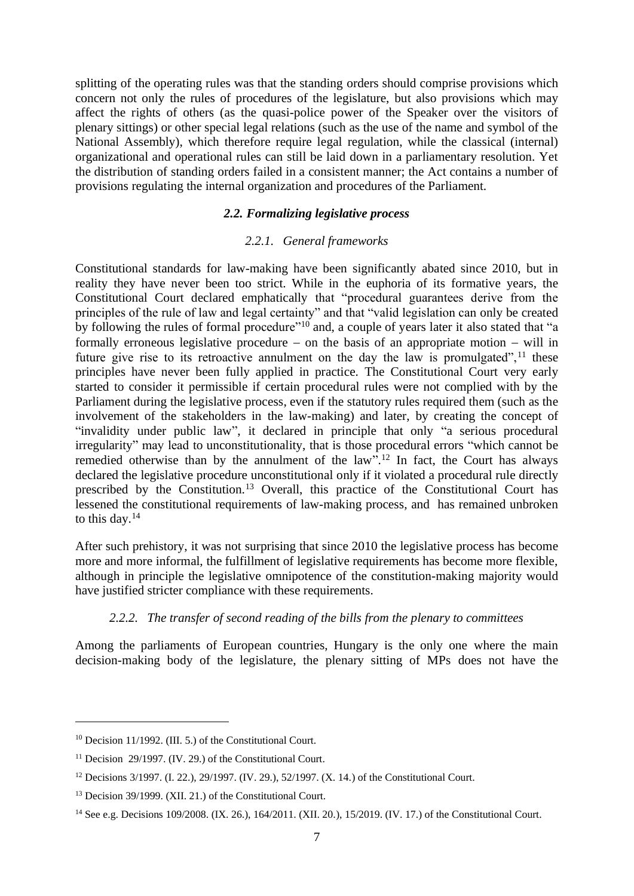splitting of the operating rules was that the standing orders should comprise provisions which concern not only the rules of procedures of the legislature, but also provisions which may affect the rights of others (as the quasi-police power of the Speaker over the visitors of plenary sittings) or other special legal relations (such as the use of the name and symbol of the National Assembly), which therefore require legal regulation, while the classical (internal) organizational and operational rules can still be laid down in a parliamentary resolution. Yet the distribution of standing orders failed in a consistent manner; the Act contains a number of provisions regulating the internal organization and procedures of the Parliament.

### *2.2. Formalizing legislative process*

#### *2.2.1. General frameworks*

Constitutional standards for law-making have been significantly abated since 2010, but in reality they have never been too strict. While in the euphoria of its formative years, the Constitutional Court declared emphatically that "procedural guarantees derive from the principles of the rule of law and legal certainty" and that "valid legislation can only be created by following the rules of formal procedure"[10] and, a couple of years later it also stated that "a formally erroneous legislative procedure − on the basis of an appropriate motion − will in future give rise to its retroactive annulment on the day the law is promulgated",[11] these principles have never been fully applied in practice. The Constitutional Court very early started to consider it permissible if certain procedural rules were not complied with by the Parliament during the legislative process, even if the statutory rules required them (such as the involvement of the stakeholders in the law-making) and later, by creating the concept of "invalidity under public law", it declared in principle that only "a serious procedural irregularity" may lead to unconstitutionality, that is those procedural errors "which cannot be remedied otherwise than by the annulment of the law".[12] In fact, the Court has always declared the legislative procedure unconstitutional only if it violated a procedural rule directly prescribed by the Constitution.[13] Overall, this practice of the Constitutional Court has lessened the constitutional requirements of law-making process, and has remained unbroken to this day.[14]

After such prehistory, it was not surprising that since 2010 the legislative process has become more and more informal, the fulfillment of legislative requirements has become more flexible, although in principle the legislative omnipotence of the constitution-making majority would have justified stricter compliance with these requirements.

#### *2.2.2. The transfer of second reading of the bills from the plenary to committees*

Among the parliaments of European countries, Hungary is the only one where the main decision-making body of the legislature, the plenary sitting of MPs does not have the

---

[10] Decision 11/1992. (III. 5.) of the Constitutional Court.

[11] Decision 29/1997. (IV. 29.) of the Constitutional Court.

[12] Decisions 3/1997. (I. 22.), 29/1997. (IV. 29.), 52/1997. (X. 14.) of the Constitutional Court.

[13] Decision 39/1999. (XII. 21.) of the Constitutional Court.

[14] See e.g. Decisions 109/2008. (IX. 26.), 164/2011. (XII. 20.), 15/2019. (IV. 17.) of the Constitutional Court.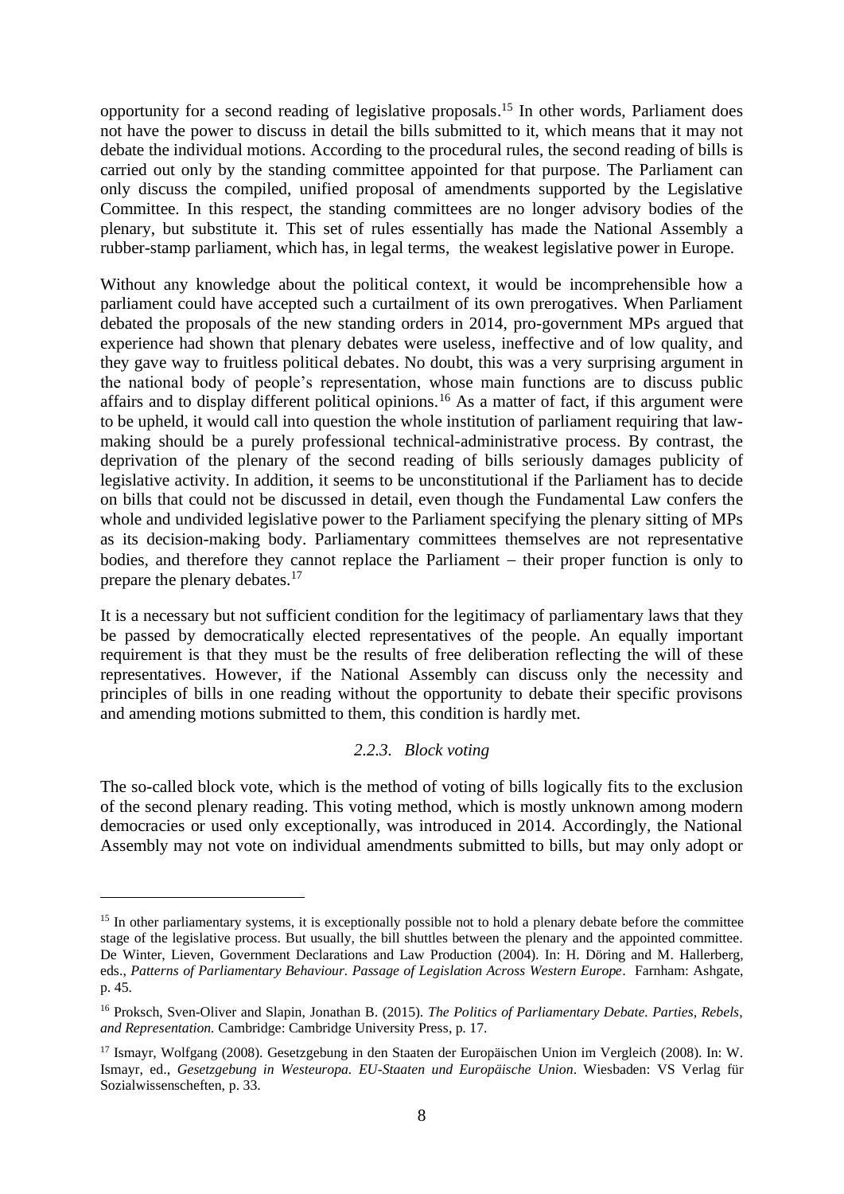opportunity for a second reading of legislative proposals.[15] In other words, Parliament does not have the power to discuss in detail the bills submitted to it, which means that it may not debate the individual motions. According to the procedural rules, the second reading of bills is carried out only by the standing committee appointed for that purpose. The Parliament can only discuss the compiled, unified proposal of amendments supported by the Legislative Committee. In this respect, the standing committees are no longer advisory bodies of the plenary, but substitute it. This set of rules essentially has made the National Assembly a rubber-stamp parliament, which has, in legal terms, the weakest legislative power in Europe.

Without any knowledge about the political context, it would be incomprehensible how a parliament could have accepted such a curtailment of its own prerogatives. When Parliament debated the proposals of the new standing orders in 2014, pro-government MPs argued that experience had shown that plenary debates were useless, ineffective and of low quality, and they gave way to fruitless political debates. No doubt, this was a very surprising argument in the national body of people's representation, whose main functions are to discuss public affairs and to display different political opinions.[16] As a matter of fact, if this argument were to be upheld, it would call into question the whole institution of parliament requiring that law-making should be a purely professional technical-administrative process. By contrast, the deprivation of the plenary of the second reading of bills seriously damages publicity of legislative activity. In addition, it seems to be unconstitutional if the Parliament has to decide on bills that could not be discussed in detail, even though the Fundamental Law confers the whole and undivided legislative power to the Parliament specifying the plenary sitting of MPs as its decision-making body. Parliamentary committees themselves are not representative bodies, and therefore they cannot replace the Parliament – their proper function is only to prepare the plenary debates.[17]

It is a necessary but not sufficient condition for the legitimacy of parliamentary laws that they be passed by democratically elected representatives of the people. An equally important requirement is that they must be the results of free deliberation reflecting the will of these representatives. However, if the National Assembly can discuss only the necessity and principles of bills in one reading without the opportunity to debate their specific provisons and amending motions submitted to them, this condition is hardly met.

#### *2.2.3. Block voting*

The so-called block vote, which is the method of voting of bills logically fits to the exclusion of the second plenary reading. This voting method, which is mostly unknown among modern democracies or used only exceptionally, was introduced in 2014. Accordingly, the National Assembly may not vote on individual amendments submitted to bills, but may only adopt or

---

[15] In other parliamentary systems, it is exceptionally possible not to hold a plenary debate before the committee stage of the legislative process. But usually, the bill shuttles between the plenary and the appointed committee. De Winter, Lieven, Government Declarations and Law Production (2004). In: H. Döring and M. Hallerberg, eds., *Patterns of Parliamentary Behaviour. Passage of Legislation Across Western Europe*. Farnham: Ashgate, p. 45.

[16] Proksch, Sven-Oliver and Slapin, Jonathan B. (2015). *The Politics of Parliamentary Debate. Parties, Rebels, and Representation.* Cambridge: Cambridge University Press, p. 17.

[17] Ismayr, Wolfgang (2008). Gesetzgebung in den Staaten der Europäischen Union im Vergleich (2008). In: W. Ismayr, ed., *Gesetzgebung in Westeuropa. EU-Staaten und Europäische Union*. Wiesbaden: VS Verlag für Sozialwisseneschaften, p. 33.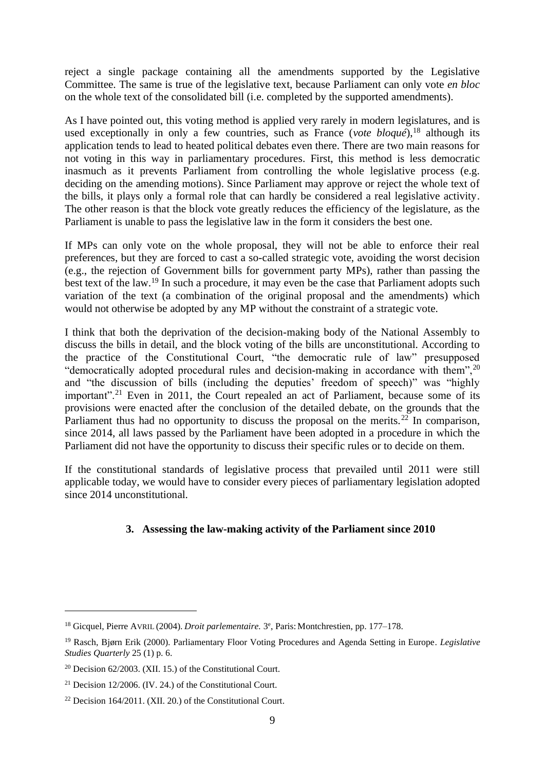reject a single package containing all the amendments supported by the Legislative Committee. The same is true of the legislative text, because Parliament can only vote *en bloc* on the whole text of the consolidated bill (i.e. completed by the supported amendments).

As I have pointed out, this voting method is applied very rarely in modern legislatures, and is used exceptionally in only a few countries, such as France (*vote bloqué*),[18] although its application tends to lead to heated political debates even there. There are two main reasons for not voting in this way in parliamentary procedures. First, this method is less democratic inasmuch as it prevents Parliament from controlling the whole legislative process (e.g. deciding on the amending motions). Since Parliament may approve or reject the whole text of the bills, it plays only a formal role that can hardly be considered a real legislative activity. The other reason is that the block vote greatly reduces the efficiency of the legislature, as the Parliament is unable to pass the legislative law in the form it considers the best one.

If MPs can only vote on the whole proposal, they will not be able to enforce their real preferences, but they are forced to cast a so-called strategic vote, avoiding the worst decision (e.g., the rejection of Government bills for government party MPs), rather than passing the best text of the law.[19] In such a procedure, it may even be the case that Parliament adopts such variation of the text (a combination of the original proposal and the amendments) which would not otherwise be adopted by any MP without the constraint of a strategic vote.

I think that both the deprivation of the decision-making body of the National Assembly to discuss the bills in detail, and the block voting of the bills are unconstitutional. According to the practice of the Constitutional Court, "the democratic rule of law" presupposed "democratically adopted procedural rules and decision-making in accordance with them",[20] and "the discussion of bills (including the deputies' freedom of speech)" was "highly important".[21] Even in 2011, the Court repealed an act of Parliament, because some of its provisions were enacted after the conclusion of the detailed debate, on the grounds that the Parliament thus had no opportunity to discuss the proposal on the merits.[22] In comparison, since 2014, all laws passed by the Parliament have been adopted in a procedure in which the Parliament did not have the opportunity to discuss their specific rules or to decide on them.

If the constitutional standards of legislative process that prevailed until 2011 were still applicable today, we would have to consider every pieces of parliamentary legislation adopted since 2014 unconstitutional.

## 3. Assessing the law-making activity of the Parliament since 2010

---

[18] Gicquel, Pierre AVRIL (2004). *Droit parlementaire.* 3e, Paris: Montchrestien, pp. 177–178.

[19] Rasch, Bjørn Erik (2000). Parliamentary Floor Voting Procedures and Agenda Setting in Europe. *Legislative Studies Quarterly* 25 (1) p. 6.

[20] Decision 62/2003. (XII. 15.) of the Constitutional Court.

[21] Decision 12/2006. (IV. 24.) of the Constitutional Court.

[22] Decision 164/2011. (XII. 20.) of the Constitutional Court.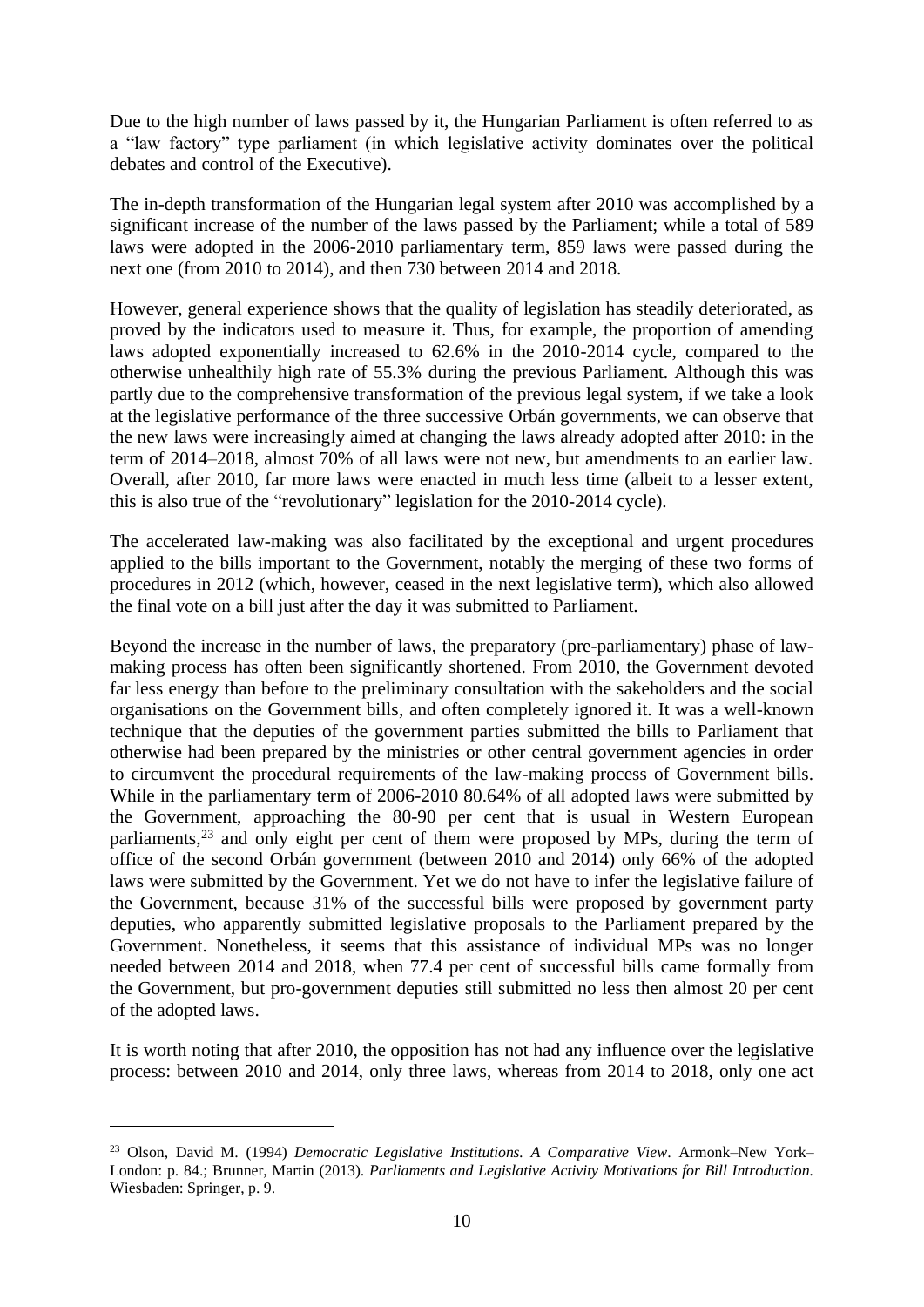Due to the high number of laws passed by it, the Hungarian Parliament is often referred to as a "law factory" type parliament (in which legislative activity dominates over the political debates and control of the Executive).

The in-depth transformation of the Hungarian legal system after 2010 was accomplished by a significant increase of the number of the laws passed by the Parliament; while a total of 589 laws were adopted in the 2006-2010 parliamentary term, 859 laws were passed during the next one (from 2010 to 2014), and then 730 between 2014 and 2018.

However, general experience shows that the quality of legislation has steadily deteriorated, as proved by the indicators used to measure it. Thus, for example, the proportion of amending laws adopted exponentially increased to 62.6% in the 2010-2014 cycle, compared to the otherwise unhealthily high rate of 55.3% during the previous Parliament. Although this was partly due to the comprehensive transformation of the previous legal system, if we take a look at the legislative performance of the three successive Orbán governments, we can observe that the new laws were increasingly aimed at changing the laws already adopted after 2010: in the term of 2014–2018, almost 70% of all laws were not new, but amendments to an earlier law. Overall, after 2010, far more laws were enacted in much less time (albeit to a lesser extent, this is also true of the "revolutionary" legislation for the 2010-2014 cycle).

The accelerated law-making was also facilitated by the exceptional and urgent procedures applied to the bills important to the Government, notably the merging of these two forms of procedures in 2012 (which, however, ceased in the next legislative term), which also allowed the final vote on a bill just after the day it was submitted to Parliament.

Beyond the increase in the number of laws, the preparatory (pre-parliamentary) phase of law-making process has often been significantly shortened. From 2010, the Government devoted far less energy than before to the preliminary consultation with the sakeholders and the social organisations on the Government bills, and often completely ignored it. It was a well-known technique that the deputies of the government parties submitted the bills to Parliament that otherwise had been prepared by the ministries or other central government agencies in order to circumvent the procedural requirements of the law-making process of Government bills. While in the parliamentary term of 2006-2010 80.64% of all adopted laws were submitted by the Government, approaching the 80-90 per cent that is usual in Western European parliaments,[23] and only eight per cent of them were proposed by MPs, during the term of office of the second Orbán government (between 2010 and 2014) only 66% of the adopted laws were submitted by the Government. Yet we do not have to infer the legislative failure of the Government, because 31% of the successful bills were proposed by government party deputies, who apparently submitted legislative proposals to the Parliament prepared by the Government. Nonetheless, it seems that this assistance of individual MPs was no longer needed between 2014 and 2018, when 77.4 per cent of successful bills came formally from the Government, but pro-government deputies still submitted no less then almost 20 per cent of the adopted laws.

It is worth noting that after 2010, the opposition has not had any influence over the legislative process: between 2010 and 2014, only three laws, whereas from 2014 to 2018, only one act

---

[23] Olson, David M. (1994) *Democratic Legislative Institutions. A Comparative View*. Armonk–New York–London: p. 84.; Brunner, Martin (2013). *Parliaments and Legislative Activity Motivations for Bill Introduction.* Wiesbaden: Springer, p. 9.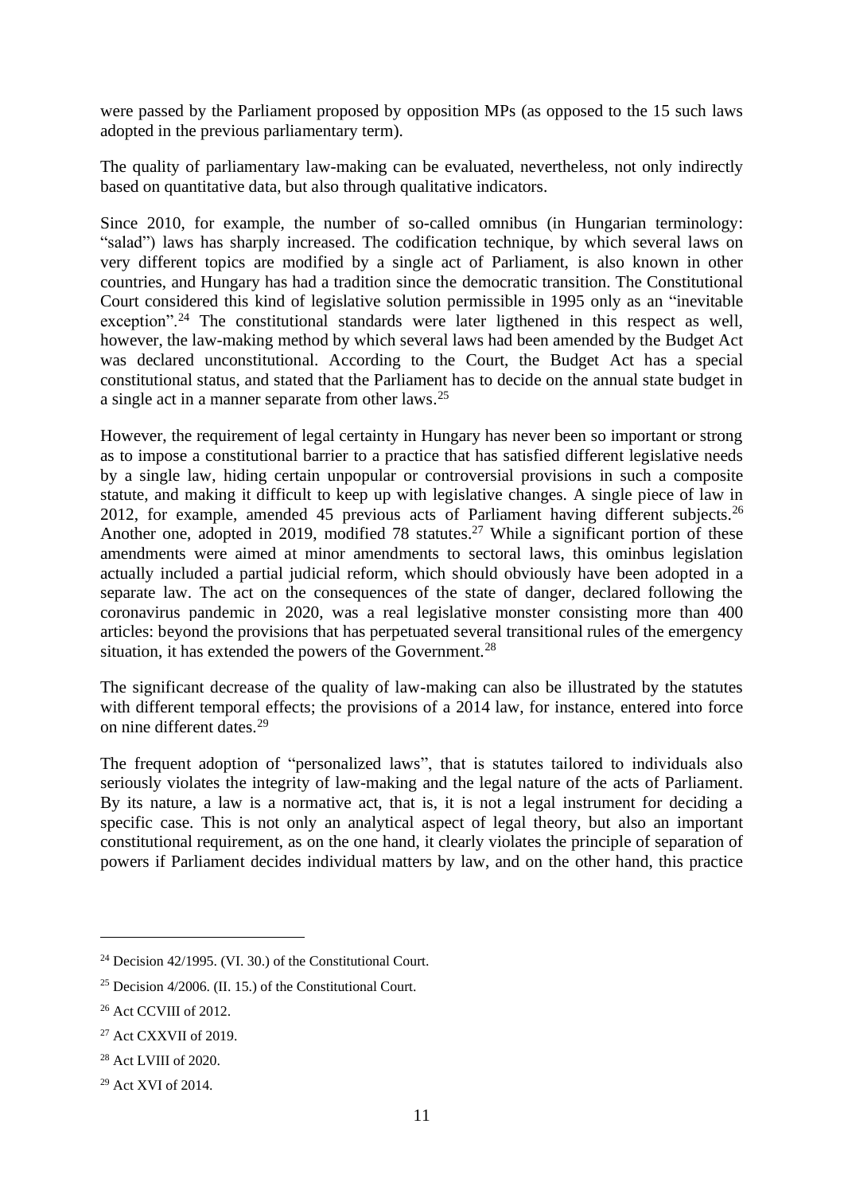were passed by the Parliament proposed by opposition MPs (as opposed to the 15 such laws adopted in the previous parliamentary term).

The quality of parliamentary law-making can be evaluated, nevertheless, not only indirectly based on quantitative data, but also through qualitative indicators.

Since 2010, for example, the number of so-called omnibus (in Hungarian terminology: "salad") laws has sharply increased. The codification technique, by which several laws on very different topics are modified by a single act of Parliament, is also known in other countries, and Hungary has had a tradition since the democratic transition. The Constitutional Court considered this kind of legislative solution permissible in 1995 only as an "inevitable exception".[24] The constitutional standards were later ligthened in this respect as well, however, the law-making method by which several laws had been amended by the Budget Act was declared unconstitutional. According to the Court, the Budget Act has a special constitutional status, and stated that the Parliament has to decide on the annual state budget in a single act in a manner separate from other laws.[25]

However, the requirement of legal certainty in Hungary has never been so important or strong as to impose a constitutional barrier to a practice that has satisfied different legislative needs by a single law, hiding certain unpopular or controversial provisions in such a composite statute, and making it difficult to keep up with legislative changes. A single piece of law in 2012, for example, amended 45 previous acts of Parliament having different subjects.[26] Another one, adopted in 2019, modified 78 statutes.[27] While a significant portion of these amendments were aimed at minor amendments to sectoral laws, this ominbus legislation actually included a partial judicial reform, which should obviously have been adopted in a separate law. The act on the consequences of the state of danger, declared following the coronavirus pandemic in 2020, was a real legislative monster consisting more than 400 articles: beyond the provisions that has perpetuated several transitional rules of the emergency situation, it has extended the powers of the Government.[28]

The significant decrease of the quality of law-making can also be illustrated by the statutes with different temporal effects; the provisions of a 2014 law, for instance, entered into force on nine different dates.[29]

The frequent adoption of "personalized laws", that is statutes tailored to individuals also seriously violates the integrity of law-making and the legal nature of the acts of Parliament. By its nature, a law is a normative act, that is, it is not a legal instrument for deciding a specific case. This is not only an analytical aspect of legal theory, but also an important constitutional requirement, as on the one hand, it clearly violates the principle of separation of powers if Parliament decides individual matters by law, and on the other hand, this practice

[24] Decision 42/1995. (VI. 30.) of the Constitutional Court.

[25] Decision 4/2006. (II. 15.) of the Constitutional Court.

[26] Act CCVIII of 2012.

[27] Act CXXVII of 2019.

[28] Act LVIII of 2020.

[29] Act XVI of 2014.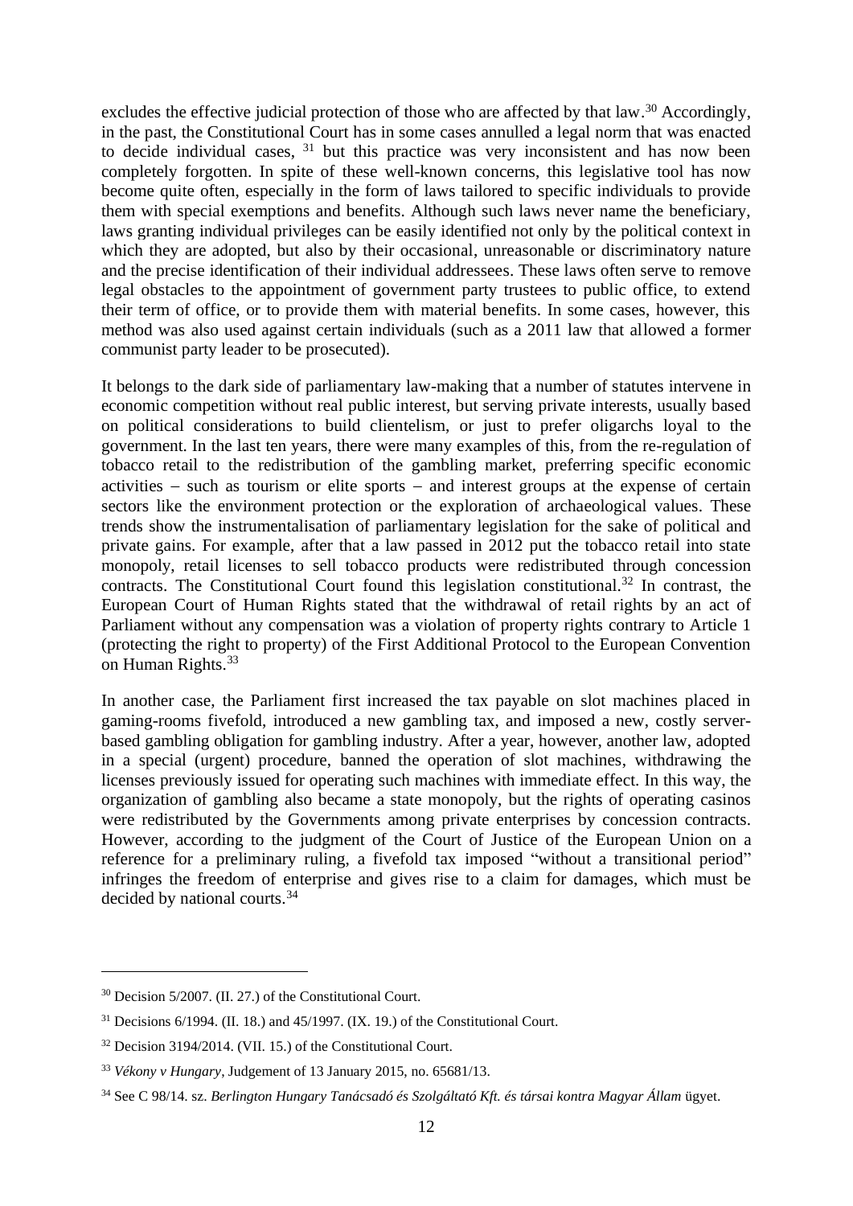excludes the effective judicial protection of those who are affected by that law.[30] Accordingly, in the past, the Constitutional Court has in some cases annulled a legal norm that was enacted to decide individual cases, [31] but this practice was very inconsistent and has now been completely forgotten. In spite of these well-known concerns, this legislative tool has now become quite often, especially in the form of laws tailored to specific individuals to provide them with special exemptions and benefits. Although such laws never name the beneficiary, laws granting individual privileges can be easily identified not only by the political context in which they are adopted, but also by their occasional, unreasonable or discriminatory nature and the precise identification of their individual addressees. These laws often serve to remove legal obstacles to the appointment of government party trustees to public office, to extend their term of office, or to provide them with material benefits. In some cases, however, this method was also used against certain individuals (such as a 2011 law that allowed a former communist party leader to be prosecuted).

It belongs to the dark side of parliamentary law-making that a number of statutes intervene in economic competition without real public interest, but serving private interests, usually based on political considerations to build clientelism, or just to prefer oligarchs loyal to the government. In the last ten years, there were many examples of this, from the re-regulation of tobacco retail to the redistribution of the gambling market, preferring specific economic activities – such as tourism or elite sports – and interest groups at the expense of certain sectors like the environment protection or the exploration of archaeological values. These trends show the instrumentalisation of parliamentary legislation for the sake of political and private gains. For example, after that a law passed in 2012 put the tobacco retail into state monopoly, retail licenses to sell tobacco products were redistributed through concession contracts. The Constitutional Court found this legislation constitutional.[32] In contrast, the European Court of Human Rights stated that the withdrawal of retail rights by an act of Parliament without any compensation was a violation of property rights contrary to Article 1 (protecting the right to property) of the First Additional Protocol to the European Convention on Human Rights.[33]

In another case, the Parliament first increased the tax payable on slot machines placed in gaming-rooms fivefold, introduced a new gambling tax, and imposed a new, costly server-based gambling obligation for gambling industry. After a year, however, another law, adopted in a special (urgent) procedure, banned the operation of slot machines, withdrawing the licenses previously issued for operating such machines with immediate effect. In this way, the organization of gambling also became a state monopoly, but the rights of operating casinos were redistributed by the Governments among private enterprises by concession contracts. However, according to the judgment of the Court of Justice of the European Union on a reference for a preliminary ruling, a fivefold tax imposed "without a transitional period" infringes the freedom of enterprise and gives rise to a claim for damages, which must be decided by national courts.[34]

---

[30] Decision 5/2007. (II. 27.) of the Constitutional Court.

[31] Decisions 6/1994. (II. 18.) and 45/1997. (IX. 19.) of the Constitutional Court.

[32] Decision 3194/2014. (VII. 15.) of the Constitutional Court.

[33] *Vékony v Hungary*, Judgement of 13 January 2015, no. 65681/13.

[34] See C 98/14. sz. *Berlington Hungary Tanácsadó és Szolgáltató Kft. és társai kontra Magyar Állam* ügyet.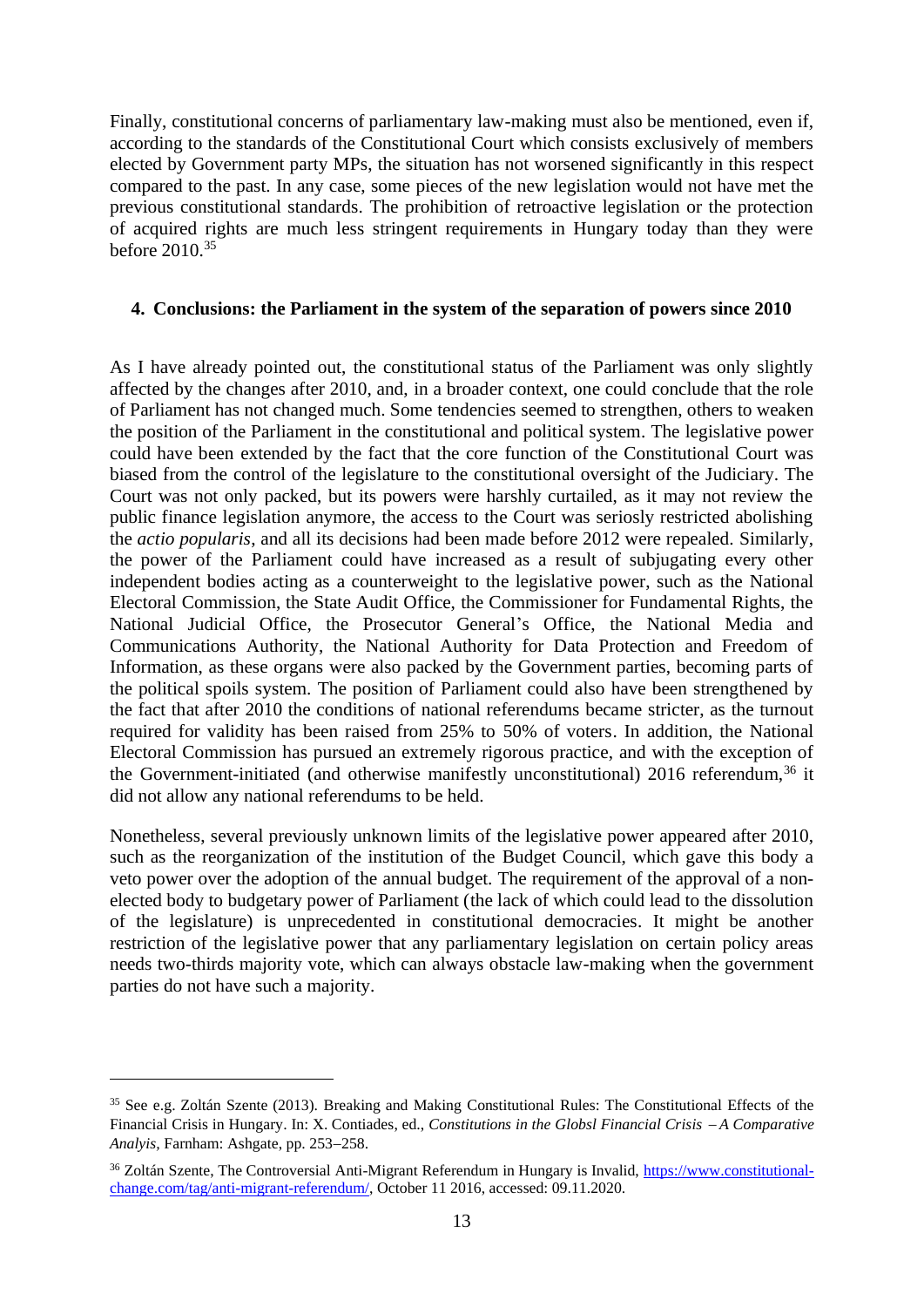Finally, constitutional concerns of parliamentary law-making must also be mentioned, even if, according to the standards of the Constitutional Court which consists exclusively of members elected by Government party MPs, the situation has not worsened significantly in this respect compared to the past. In any case, some pieces of the new legislation would not have met the previous constitutional standards. The prohibition of retroactive legislation or the protection of acquired rights are much less stringent requirements in Hungary today than they were before 2010.[35]

## 4. Conclusions: the Parliament in the system of the separation of powers since 2010

As I have already pointed out, the constitutional status of the Parliament was only slightly affected by the changes after 2010, and, in a broader context, one could conclude that the role of Parliament has not changed much. Some tendencies seemed to strengthen, others to weaken the position of the Parliament in the constitutional and political system. The legislative power could have been extended by the fact that the core function of the Constitutional Court was biased from the control of the legislature to the constitutional oversight of the Judiciary. The Court was not only packed, but its powers were harshly curtailed, as it may not review the public finance legislation anymore, the access to the Court was seriosly restricted abolishing the *actio popularis*, and all its decisions had been made before 2012 were repealed. Similarly, the power of the Parliament could have increased as a result of subjugating every other independent bodies acting as a counterweight to the legislative power, such as the National Electoral Commission, the State Audit Office, the Commissioner for Fundamental Rights, the National Judicial Office, the Prosecutor General's Office, the National Media and Communications Authority, the National Authority for Data Protection and Freedom of Information, as these organs were also packed by the Government parties, becoming parts of the political spoils system. The position of Parliament could also have been strengthened by the fact that after 2010 the conditions of national referendums became stricter, as the turnout required for validity has been raised from 25% to 50% of voters. In addition, the National Electoral Commission has pursued an extremely rigorous practice, and with the exception of the Government-initiated (and otherwise manifestly unconstitutional) 2016 referendum,[36] it did not allow any national referendums to be held.

Nonetheless, several previously unknown limits of the legislative power appeared after 2010, such as the reorganization of the institution of the Budget Council, which gave this body a veto power over the adoption of the annual budget. The requirement of the approval of a non-elected body to budgetary power of Parliament (the lack of which could lead to the dissolution of the legislature) is unprecedented in constitutional democracies. It might be another restriction of the legislative power that any parliamentary legislation on certain policy areas needs two-thirds majority vote, which can always obstacle law-making when the government parties do not have such a majority.

---

[35] See e.g. Zoltán Szente (2013). Breaking and Making Constitutional Rules: The Constitutional Effects of the Financial Crisis in Hungary. In: X. Contiades, ed., *Constitutions in the Globsl Financial Crisis – A Comparative Analyis*, Farnham: Ashgate, pp. 253–258.

[36] Zoltán Szente, The Controversial Anti-Migrant Referendum in Hungary is Invalid, https://www.constitutional-change.com/tag/anti-migrant-referendum/, October 11 2016, accessed: 09.11.2020.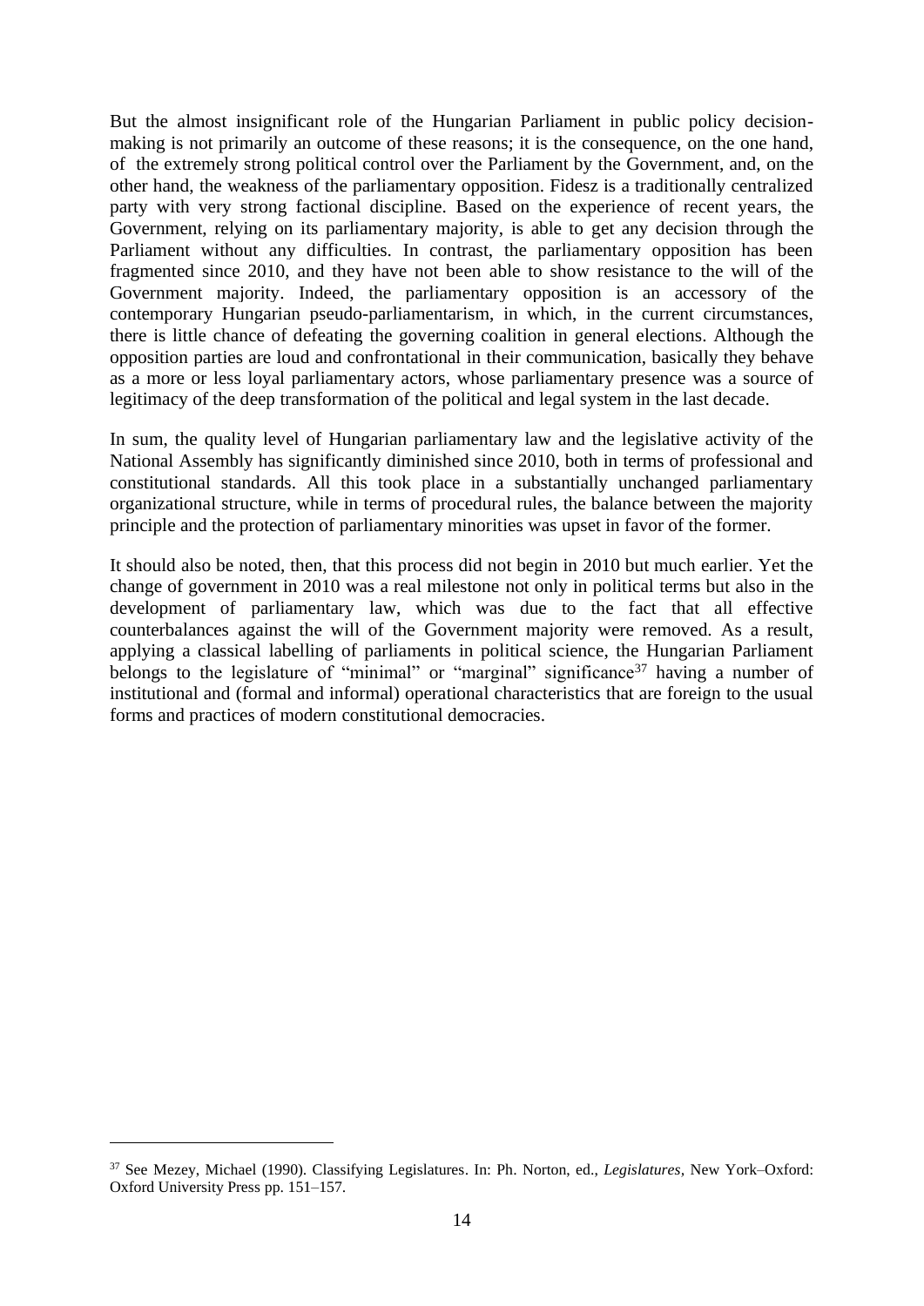But the almost insignificant role of the Hungarian Parliament in public policy decision-making is not primarily an outcome of these reasons; it is the consequence, on the one hand, of the extremely strong political control over the Parliament by the Government, and, on the other hand, the weakness of the parliamentary opposition. Fidesz is a traditionally centralized party with very strong factional discipline. Based on the experience of recent years, the Government, relying on its parliamentary majority, is able to get any decision through the Parliament without any difficulties. In contrast, the parliamentary opposition has been fragmented since 2010, and they have not been able to show resistance to the will of the Government majority. Indeed, the parliamentary opposition is an accessory of the contemporary Hungarian pseudo-parliamentarism, in which, in the current circumstances, there is little chance of defeating the governing coalition in general elections. Although the opposition parties are loud and confrontational in their communication, basically they behave as a more or less loyal parliamentary actors, whose parliamentary presence was a source of legitimacy of the deep transformation of the political and legal system in the last decade.

In sum, the quality level of Hungarian parliamentary law and the legislative activity of the National Assembly has significantly diminished since 2010, both in terms of professional and constitutional standards. All this took place in a substantially unchanged parliamentary organizational structure, while in terms of procedural rules, the balance between the majority principle and the protection of parliamentary minorities was upset in favor of the former.

It should also be noted, then, that this process did not begin in 2010 but much earlier. Yet the change of government in 2010 was a real milestone not only in political terms but also in the development of parliamentary law, which was due to the fact that all effective counterbalances against the will of the Government majority were removed. As a result, applying a classical labelling of parliaments in political science, the Hungarian Parliament belongs to the legislature of "minimal" or "marginal" significance[37] having a number of institutional and (formal and informal) operational characteristics that are foreign to the usual forms and practices of modern constitutional democracies.

---

[37] See Mezey, Michael (1990). Classifying Legislatures. In: Ph. Norton, ed., *Legislatures*, New York–Oxford: Oxford University Press pp. 151–157.